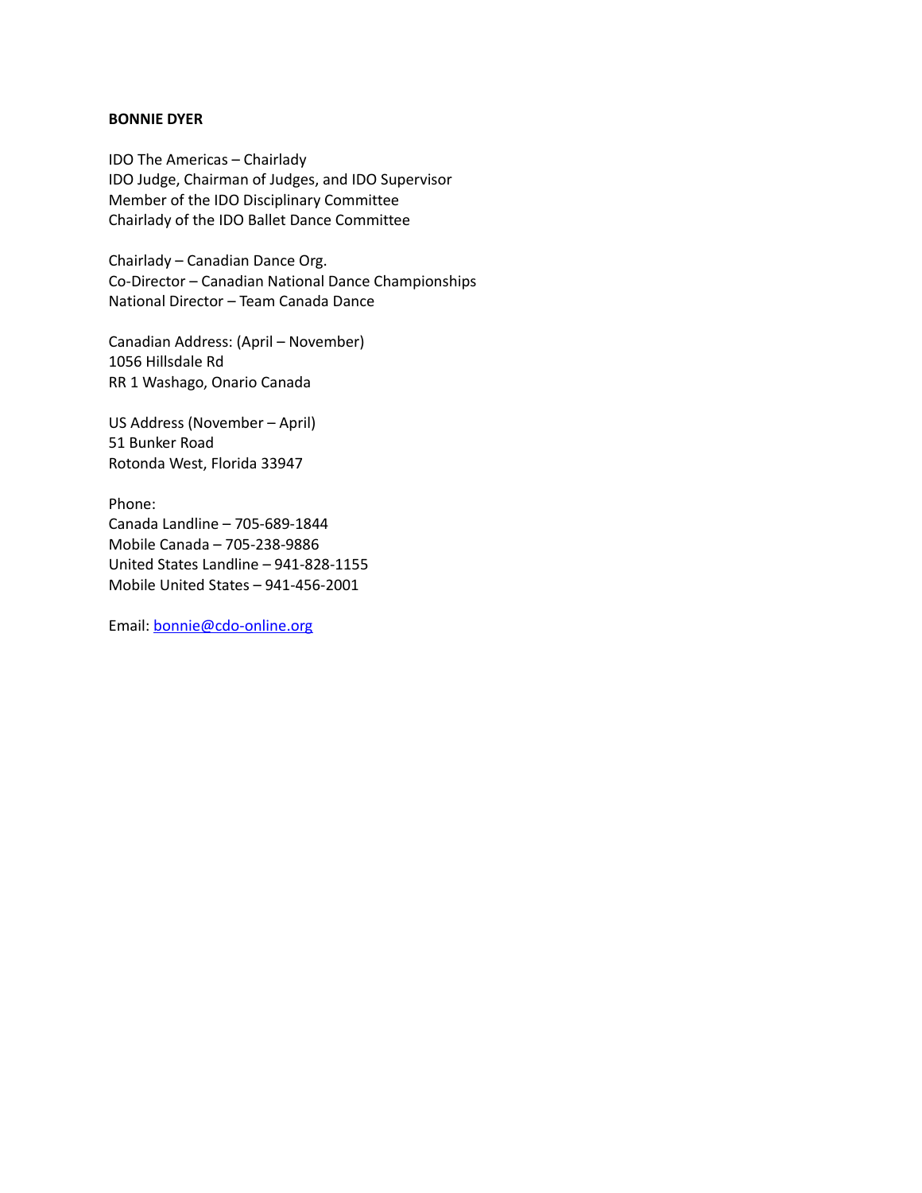**BONNIE DYER**

IDO The Americas – Chairlady
IDO Judge, Chairman of Judges, and IDO Supervisor
Member of the IDO Disciplinary Committee
Chairlady of the IDO Ballet Dance Committee

Chairlady – Canadian Dance Org.
Co-Director – Canadian National Dance Championships
National Director – Team Canada Dance

Canadian Address: (April – November)
1056 Hillsdale Rd
RR 1 Washago, Onario Canada

US Address (November – April)
51 Bunker Road
Rotonda West, Florida 33947

Phone:
Canada Landline – 705-689-1844
Mobile Canada – 705-238-9886
United States Landline – 941-828-1155
Mobile United States – 941-456-2001

Email: bonnie@cdo-online.org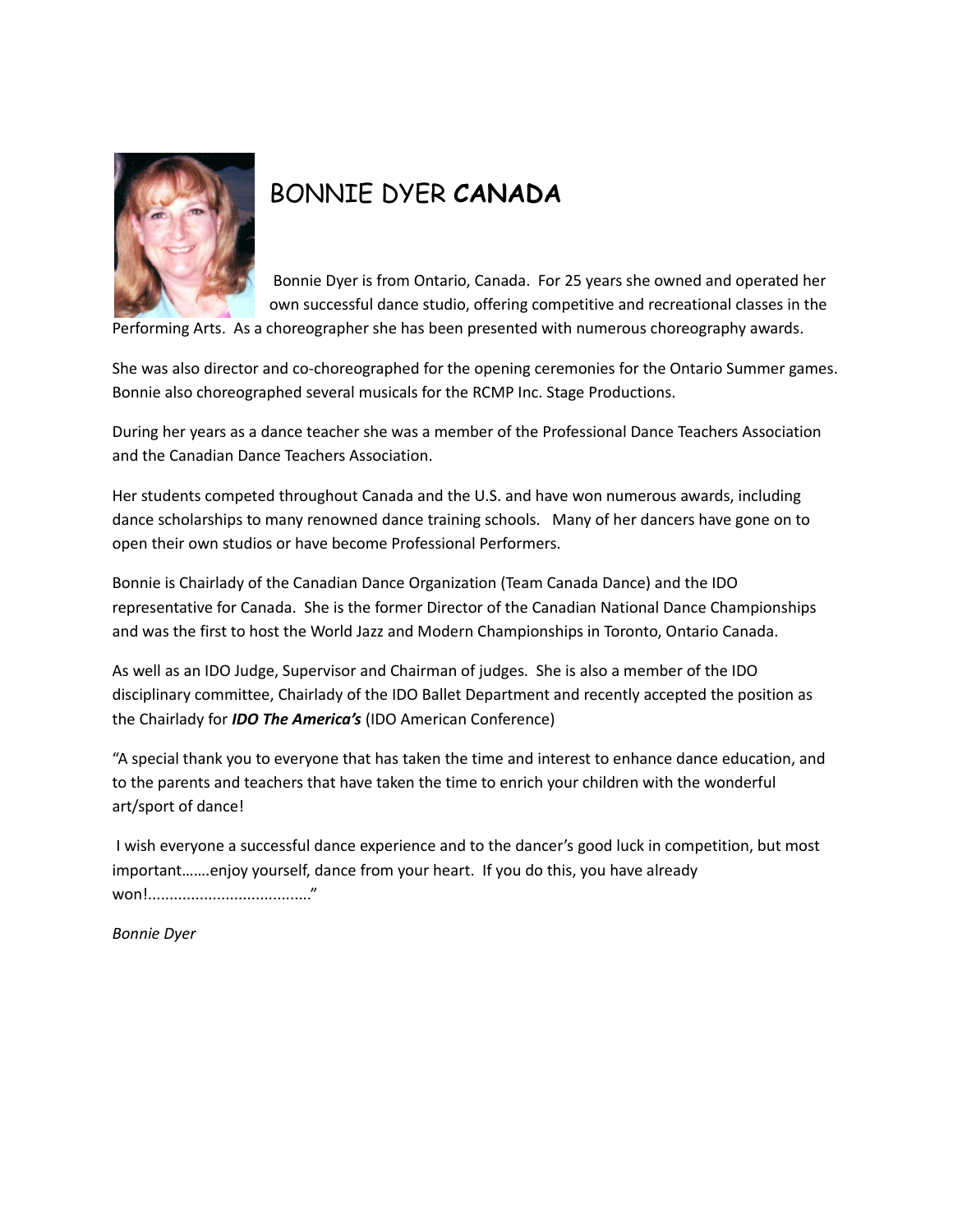# BONNIE DYER **CANADA**

Bonnie Dyer is from Ontario, Canada. For 25 years she owned and operated her own successful dance studio, offering competitive and recreational classes in the Performing Arts. As a choreographer she has been presented with numerous choreography awards.

She was also director and co-choreographed for the opening ceremonies for the Ontario Summer games. Bonnie also choreographed several musicals for the RCMP Inc. Stage Productions.

During her years as a dance teacher she was a member of the Professional Dance Teachers Association and the Canadian Dance Teachers Association.

Her students competed throughout Canada and the U.S. and have won numerous awards, including dance scholarships to many renowned dance training schools. Many of her dancers have gone on to open their own studios or have become Professional Performers.

Bonnie is Chairlady of the Canadian Dance Organization (Team Canada Dance) and the IDO representative for Canada. She is the former Director of the Canadian National Dance Championships and was the first to host the World Jazz and Modern Championships in Toronto, Ontario Canada.

As well as an IDO Judge, Supervisor and Chairman of judges. She is also a member of the IDO disciplinary committee, Chairlady of the IDO Ballet Department and recently accepted the position as the Chairlady for ***IDO The America's*** (IDO American Conference)

"A special thank you to everyone that has taken the time and interest to enhance dance education, and to the parents and teachers that have taken the time to enrich your children with the wonderful art/sport of dance!

I wish everyone a successful dance experience and to the dancer's good luck in competition, but most important…….enjoy yourself, dance from your heart. If you do this, you have already won!....................................."

*Bonnie Dyer*